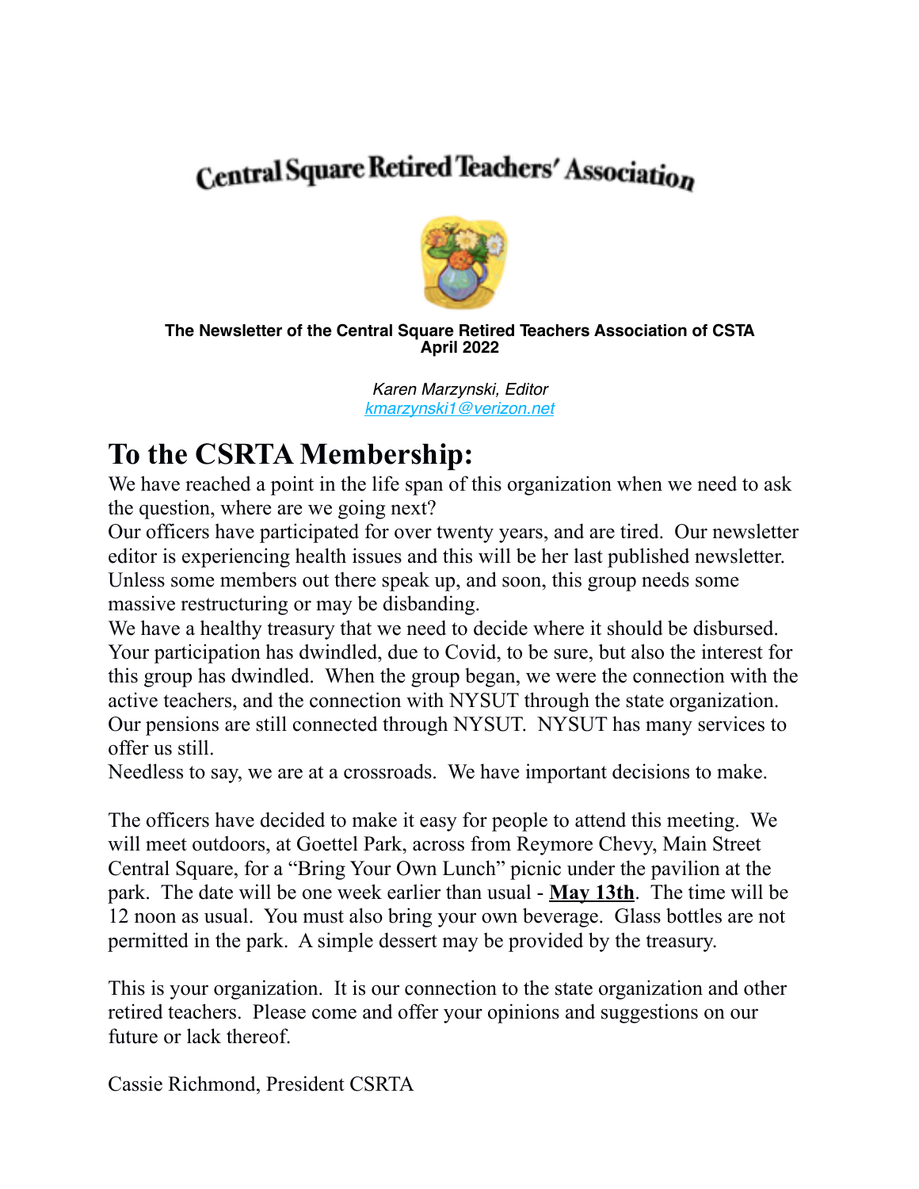# Central Square Retired Teachers' Association

**The Newsletter of the Central Square Retired Teachers Association of CSTA**
**April 2022**

*Karen Marzynski, Editor*
*kmarzynski1@verizon.net*

## To the CSRTA Membership:

We have reached a point in the life span of this organization when we need to ask the question, where are we going next?
Our officers have participated for over twenty years, and are tired. Our newsletter editor is experiencing health issues and this will be her last published newsletter. Unless some members out there speak up, and soon, this group needs some massive restructuring or may be disbanding.
We have a healthy treasury that we need to decide where it should be disbursed. Your participation has dwindled, due to Covid, to be sure, but also the interest for this group has dwindled. When the group began, we were the connection with the active teachers, and the connection with NYSUT through the state organization. Our pensions are still connected through NYSUT. NYSUT has many services to offer us still.
Needless to say, we are at a crossroads. We have important decisions to make.

The officers have decided to make it easy for people to attend this meeting. We will meet outdoors, at Goettel Park, across from Reymore Chevy, Main Street Central Square, for a "Bring Your Own Lunch" picnic under the pavilion at the park. The date will be one week earlier than usual - **May 13th**. The time will be 12 noon as usual. You must also bring your own beverage. Glass bottles are not permitted in the park. A simple dessert may be provided by the treasury.

This is your organization. It is our connection to the state organization and other retired teachers. Please come and offer your opinions and suggestions on our future or lack thereof.

Cassie Richmond, President CSRTA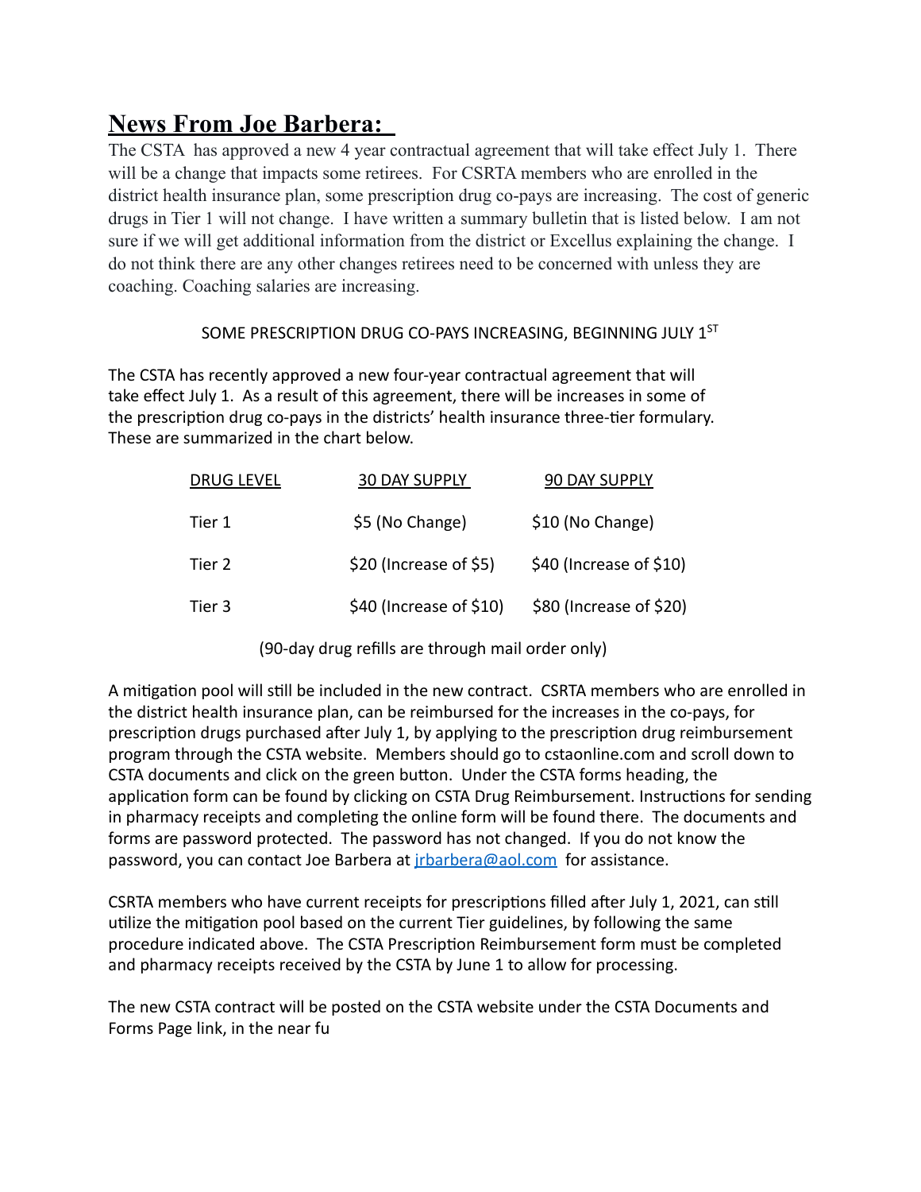## News From Joe Barbera:

The CSTA has approved a new 4 year contractual agreement that will take effect July 1. There will be a change that impacts some retirees. For CSRTA members who are enrolled in the district health insurance plan, some prescription drug co-pays are increasing. The cost of generic drugs in Tier 1 will not change. I have written a summary bulletin that is listed below. I am not sure if we will get additional information from the district or Excellus explaining the change. I do not think there are any other changes retirees need to be concerned with unless they are coaching. Coaching salaries are increasing.

SOME PRESCRIPTION DRUG CO-PAYS INCREASING, BEGINNING JULY 1ST

The CSTA has recently approved a new four-year contractual agreement that will take effect July 1. As a result of this agreement, there will be increases in some of the prescription drug co-pays in the districts' health insurance three-tier formulary. These are summarized in the chart below.

| DRUG LEVEL | 30 DAY SUPPLY | 90 DAY SUPPLY |
|---|---|---|
| Tier 1 | $5 (No Change) | $10 (No Change) |
| Tier 2 | $20 (Increase of $5) | $40 (Increase of $10) |
| Tier 3 | $40 (Increase of $10) | $80 (Increase of $20) |

(90-day drug refills are through mail order only)

A mitigation pool will still be included in the new contract. CSRTA members who are enrolled in the district health insurance plan, can be reimbursed for the increases in the co-pays, for prescription drugs purchased after July 1, by applying to the prescription drug reimbursement program through the CSTA website. Members should go to cstaonline.com and scroll down to CSTA documents and click on the green button. Under the CSTA forms heading, the application form can be found by clicking on CSTA Drug Reimbursement. Instructions for sending in pharmacy receipts and completing the online form will be found there. The documents and forms are password protected. The password has not changed. If you do not know the password, you can contact Joe Barbera at jrbarbera@aol.com for assistance.

CSRTA members who have current receipts for prescriptions filled after July 1, 2021, can still utilize the mitigation pool based on the current Tier guidelines, by following the same procedure indicated above. The CSTA Prescription Reimbursement form must be completed and pharmacy receipts received by the CSTA by June 1 to allow for processing.

The new CSTA contract will be posted on the CSTA website under the CSTA Documents and Forms Page link, in the near fu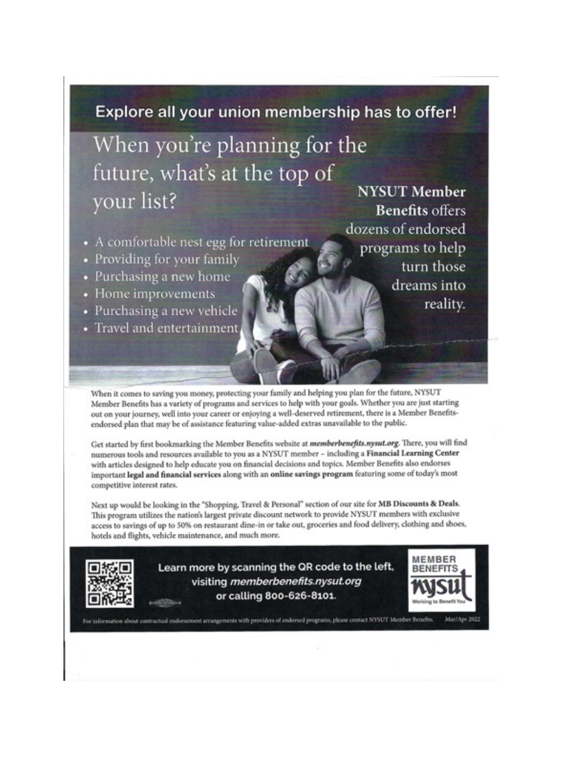## Explore all your union membership has to offer!

# When you're planning for the future, what's at the top of your list?

- A comfortable nest egg for retirement
- Providing for your family
- Purchasing a new home
- Home improvements
- Purchasing a new vehicle
- Travel and entertainment

**NYSUT Member Benefits** offers dozens of endorsed programs to help turn those dreams into reality.

When it comes to saving you money, protecting your family and helping you plan for the future, NYSUT Member Benefits has a variety of programs and services to help with your goals. Whether you are just starting out on your journey, well into your career or enjoying a well-deserved retirement, there is a Member Benefits-endorsed plan that may be of assistance featuring value-added extras unavailable to the public.

Get started by first bookmarking the Member Benefits website at ***memberbenefits.nysut.org***. There, you will find numerous tools and resources available to you as a NYSUT member – including a **Financial Learning Center** with articles designed to help educate you on financial decisions and topics. Member Benefits also endorses important **legal and financial services** along with an **online savings program** featuring some of today's most competitive interest rates.

Next up would be looking in the "Shopping, Travel & Personal" section of our site for **MB Discounts & Deals**. This program utilizes the nation's largest private discount network to provide NYSUT members with exclusive access to savings of up to 50% on restaurant dine-in or take out, groceries and food delivery, clothing and shoes, hotels and flights, vehicle maintenance, and much more.

**Learn more by scanning the QR code to the left, visiting *memberbenefits.nysut.org* or calling 800-626-8101.**

MEMBER BENEFITS nysut Working to Benefit You

For information about contractual endorsement arrangements with providers of endorsed programs, please contact NYSUT Member Benefits. Mar/Apr 2022